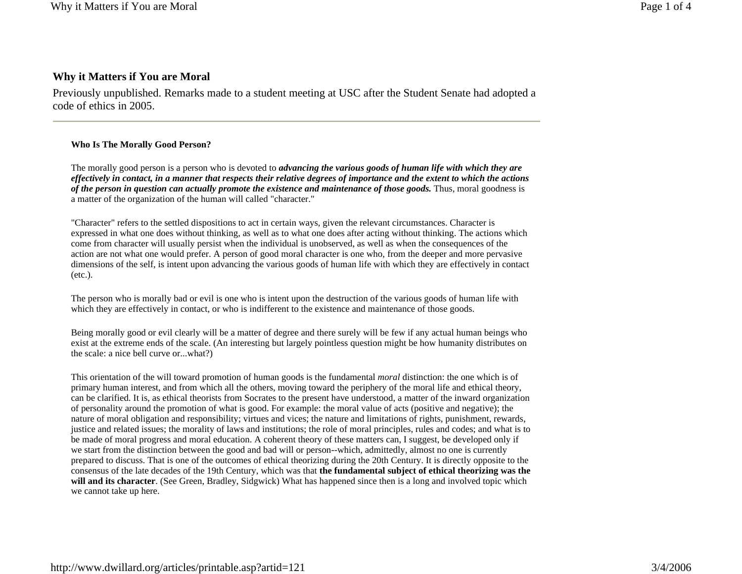# Why it Matters if You are Moral

Previously unpublished. Remarks made to a student meeting at USC after the Student Senate had adopted a code of ethics in 2005.

---

**Who Is The Morally Good Person?**

The morally good person is a person who is devoted to ***advancing the various goods of human life with which they are effectively in contact, in a manner that respects their relative degrees of importance and the extent to which the actions of the person in question can actually promote the existence and maintenance of those goods.*** Thus, moral goodness is a matter of the organization of the human will called "character."

"Character" refers to the settled dispositions to act in certain ways, given the relevant circumstances. Character is expressed in what one does without thinking, as well as to what one does after acting without thinking. The actions which come from character will usually persist when the individual is unobserved, as well as when the consequences of the action are not what one would prefer. A person of good moral character is one who, from the deeper and more pervasive dimensions of the self, is intent upon advancing the various goods of human life with which they are effectively in contact (etc.).

The person who is morally bad or evil is one who is intent upon the destruction of the various goods of human life with which they are effectively in contact, or who is indifferent to the existence and maintenance of those goods.

Being morally good or evil clearly will be a matter of degree and there surely will be few if any actual human beings who exist at the extreme ends of the scale. (An interesting but largely pointless question might be how humanity distributes on the scale: a nice bell curve or...what?)

This orientation of the will toward promotion of human goods is the fundamental *moral* distinction: the one which is of primary human interest, and from which all the others, moving toward the periphery of the moral life and ethical theory, can be clarified. It is, as ethical theorists from Socrates to the present have understood, a matter of the inward organization of personality around the promotion of what is good. For example: the moral value of acts (positive and negative); the nature of moral obligation and responsibility; virtues and vices; the nature and limitations of rights, punishment, rewards, justice and related issues; the morality of laws and institutions; the role of moral principles, rules and codes; and what is to be made of moral progress and moral education. A coherent theory of these matters can, I suggest, be developed only if we start from the distinction between the good and bad will or person--which, admittedly, almost no one is currently prepared to discuss. That is one of the outcomes of ethical theorizing during the 20th Century. It is directly opposite to the consensus of the late decades of the 19th Century, which was that **the fundamental subject of ethical theorizing was the will and its character**. (See Green, Bradley, Sidgwick) What has happened since then is a long and involved topic which we cannot take up here.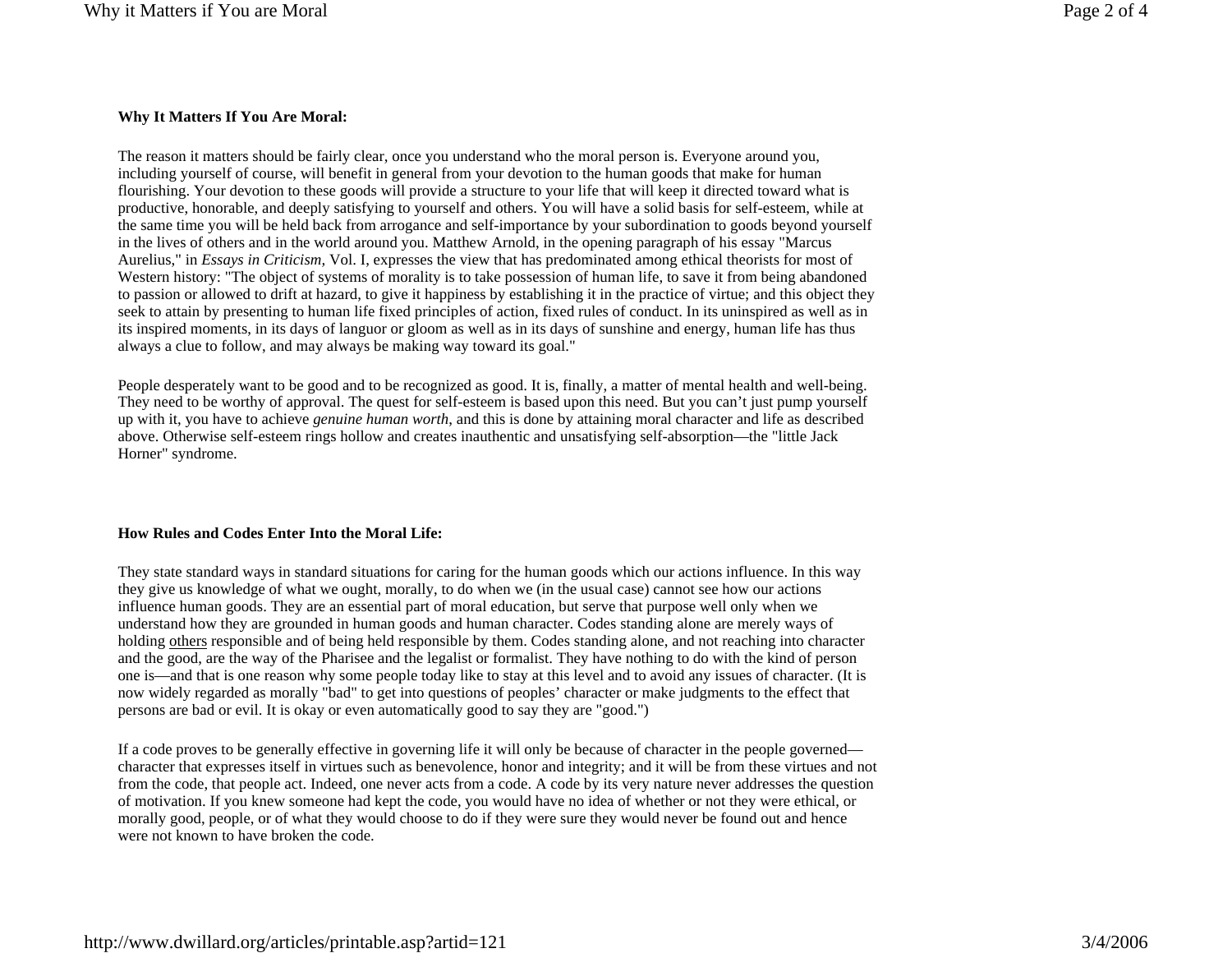**Why It Matters If You Are Moral:**

The reason it matters should be fairly clear, once you understand who the moral person is. Everyone around you, including yourself of course, will benefit in general from your devotion to the human goods that make for human flourishing. Your devotion to these goods will provide a structure to your life that will keep it directed toward what is productive, honorable, and deeply satisfying to yourself and others. You will have a solid basis for self-esteem, while at the same time you will be held back from arrogance and self-importance by your subordination to goods beyond yourself in the lives of others and in the world around you. Matthew Arnold, in the opening paragraph of his essay "Marcus Aurelius," in *Essays in Criticism*, Vol. I, expresses the view that has predominated among ethical theorists for most of Western history: "The object of systems of morality is to take possession of human life, to save it from being abandoned to passion or allowed to drift at hazard, to give it happiness by establishing it in the practice of virtue; and this object they seek to attain by presenting to human life fixed principles of action, fixed rules of conduct. In its uninspired as well as in its inspired moments, in its days of languor or gloom as well as in its days of sunshine and energy, human life has thus always a clue to follow, and may always be making way toward its goal."

People desperately want to be good and to be recognized as good. It is, finally, a matter of mental health and well-being. They need to be worthy of approval. The quest for self-esteem is based upon this need. But you can't just pump yourself up with it, you have to achieve *genuine human worth*, and this is done by attaining moral character and life as described above. Otherwise self-esteem rings hollow and creates inauthentic and unsatisfying self-absorption—the "little Jack Horner" syndrome.

**How Rules and Codes Enter Into the Moral Life:**

They state standard ways in standard situations for caring for the human goods which our actions influence. In this way they give us knowledge of what we ought, morally, to do when we (in the usual case) cannot see how our actions influence human goods. They are an essential part of moral education, but serve that purpose well only when we understand how they are grounded in human goods and human character. Codes standing alone are merely ways of holding <u>others</u> responsible and of being held responsible by them. Codes standing alone, and not reaching into character and the good, are the way of the Pharisee and the legalist or formalist. They have nothing to do with the kind of person one is—and that is one reason why some people today like to stay at this level and to avoid any issues of character. (It is now widely regarded as morally "bad" to get into questions of peoples' character or make judgments to the effect that persons are bad or evil. It is okay or even automatically good to say they are "good.")

If a code proves to be generally effective in governing life it will only be because of character in the people governed—character that expresses itself in virtues such as benevolence, honor and integrity; and it will be from these virtues and not from the code, that people act. Indeed, one never acts from a code. A code by its very nature never addresses the question of motivation. If you knew someone had kept the code, you would have no idea of whether or not they were ethical, or morally good, people, or of what they would choose to do if they were sure they would never be found out and hence were not known to have broken the code.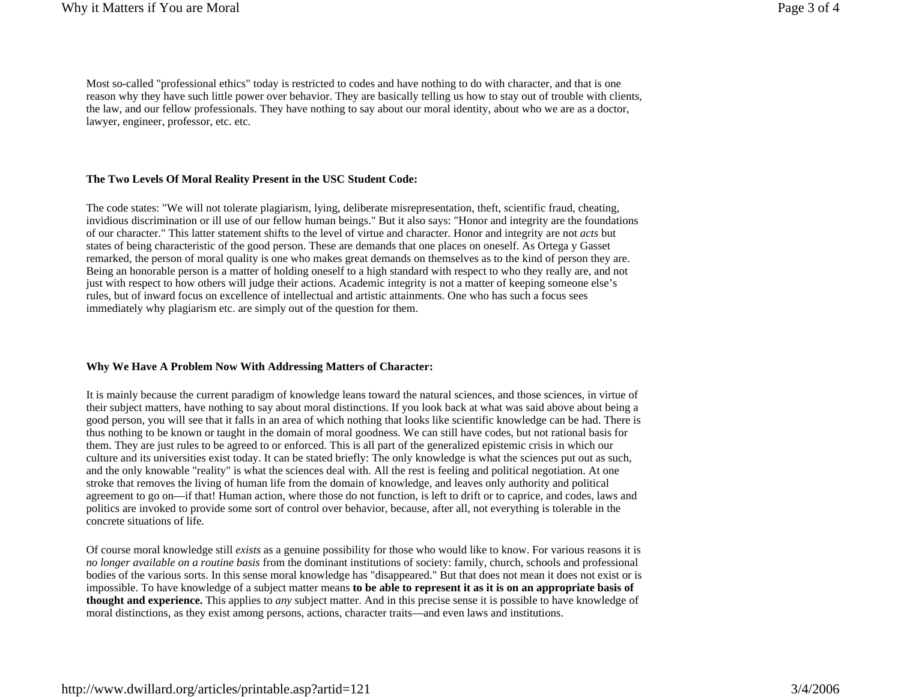Most so-called "professional ethics" today is restricted to codes and have nothing to do with character, and that is one reason why they have such little power over behavior. They are basically telling us how to stay out of trouble with clients, the law, and our fellow professionals. They have nothing to say about our moral identity, about who we are as a doctor, lawyer, engineer, professor, etc. etc.

**The Two Levels Of Moral Reality Present in the USC Student Code:**

The code states: "We will not tolerate plagiarism, lying, deliberate misrepresentation, theft, scientific fraud, cheating, invidious discrimination or ill use of our fellow human beings." But it also says: "Honor and integrity are the foundations of our character." This latter statement shifts to the level of virtue and character. Honor and integrity are not *acts* but states of being characteristic of the good person. These are demands that one places on oneself. As Ortega y Gasset remarked, the person of moral quality is one who makes great demands on themselves as to the kind of person they are. Being an honorable person is a matter of holding oneself to a high standard with respect to who they really are, and not just with respect to how others will judge their actions. Academic integrity is not a matter of keeping someone else's rules, but of inward focus on excellence of intellectual and artistic attainments. One who has such a focus sees immediately why plagiarism etc. are simply out of the question for them.

**Why We Have A Problem Now With Addressing Matters of Character:**

It is mainly because the current paradigm of knowledge leans toward the natural sciences, and those sciences, in virtue of their subject matters, have nothing to say about moral distinctions. If you look back at what was said above about being a good person, you will see that it falls in an area of which nothing that looks like scientific knowledge can be had. There is thus nothing to be known or taught in the domain of moral goodness. We can still have codes, but not rational basis for them. They are just rules to be agreed to or enforced. This is all part of the generalized epistemic crisis in which our culture and its universities exist today. It can be stated briefly: The only knowledge is what the sciences put out as such, and the only knowable "reality" is what the sciences deal with. All the rest is feeling and political negotiation. At one stroke that removes the living of human life from the domain of knowledge, and leaves only authority and political agreement to go on—if that! Human action, where those do not function, is left to drift or to caprice, and codes, laws and politics are invoked to provide some sort of control over behavior, because, after all, not everything is tolerable in the concrete situations of life.

Of course moral knowledge still *exists* as a genuine possibility for those who would like to know. For various reasons it is *no longer available on a routine basis* from the dominant institutions of society: family, church, schools and professional bodies of the various sorts. In this sense moral knowledge has "disappeared." But that does not mean it does not exist or is impossible. To have knowledge of a subject matter means **to be able to represent it as it is on an appropriate basis of thought and experience.** This applies to *any* subject matter. And in this precise sense it is possible to have knowledge of moral distinctions, as they exist among persons, actions, character traits—and even laws and institutions.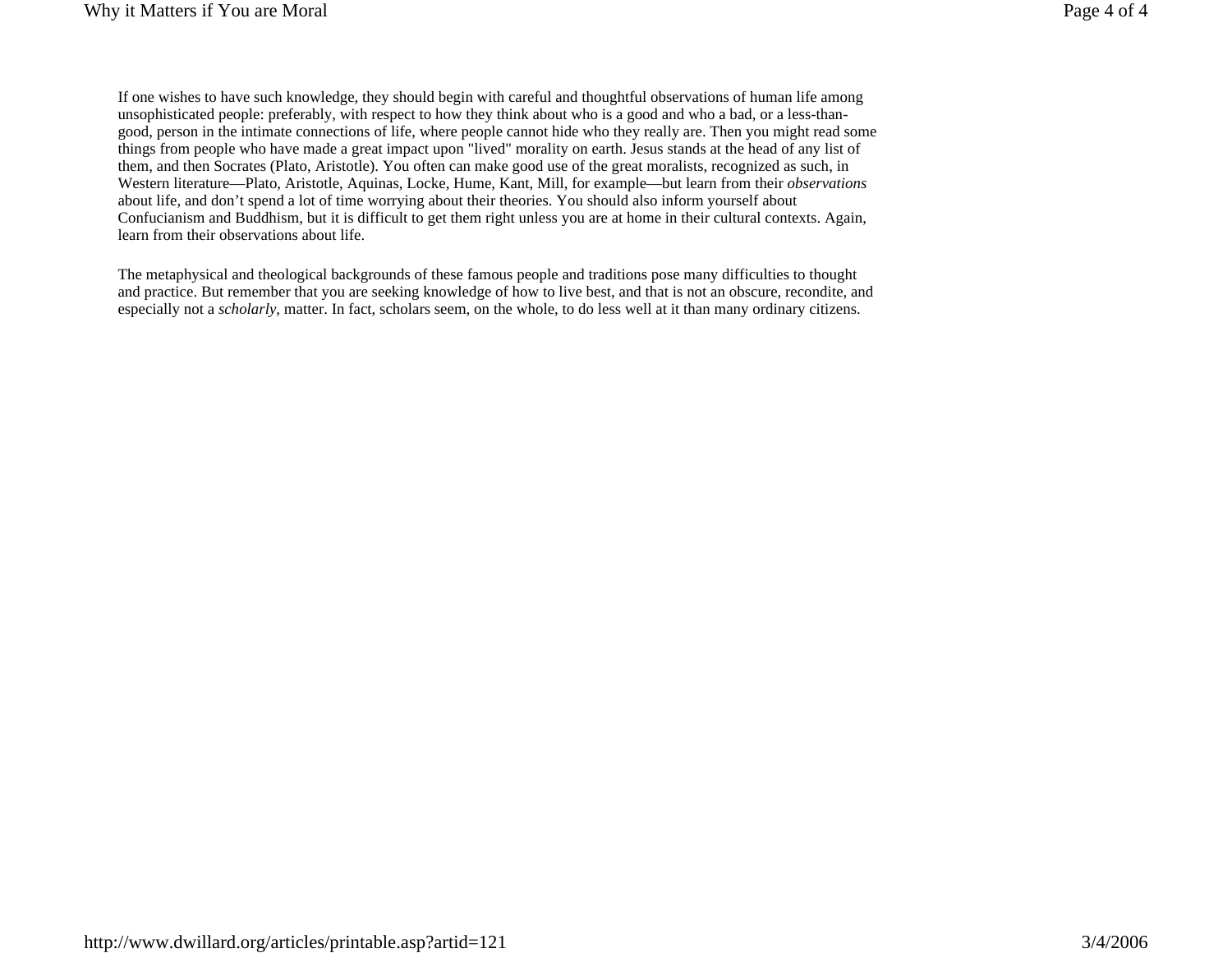If one wishes to have such knowledge, they should begin with careful and thoughtful observations of human life among unsophisticated people: preferably, with respect to how they think about who is a good and who a bad, or a less-than-good, person in the intimate connections of life, where people cannot hide who they really are. Then you might read some things from people who have made a great impact upon "lived" morality on earth. Jesus stands at the head of any list of them, and then Socrates (Plato, Aristotle). You often can make good use of the great moralists, recognized as such, in Western literature—Plato, Aristotle, Aquinas, Locke, Hume, Kant, Mill, for example—but learn from their *observations* about life, and don't spend a lot of time worrying about their theories. You should also inform yourself about Confucianism and Buddhism, but it is difficult to get them right unless you are at home in their cultural contexts. Again, learn from their observations about life.

The metaphysical and theological backgrounds of these famous people and traditions pose many difficulties to thought and practice. But remember that you are seeking knowledge of how to live best, and that is not an obscure, recondite, and especially not a *scholarly*, matter. In fact, scholars seem, on the whole, to do less well at it than many ordinary citizens.